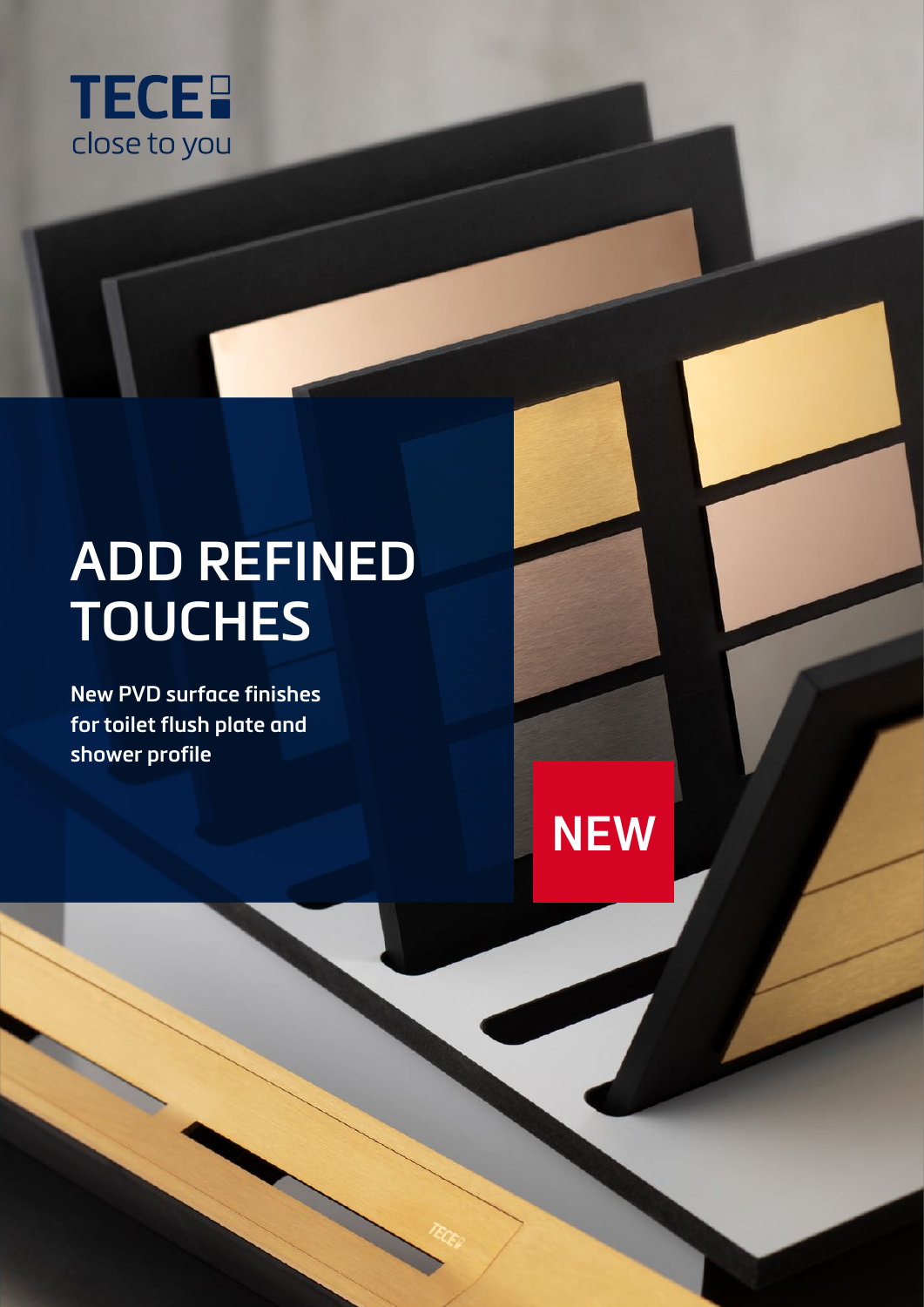TECE
close to you

# ADD REFINED TOUCHES

**New PVD surface finishes for toilet flush plate and shower profile**

NEW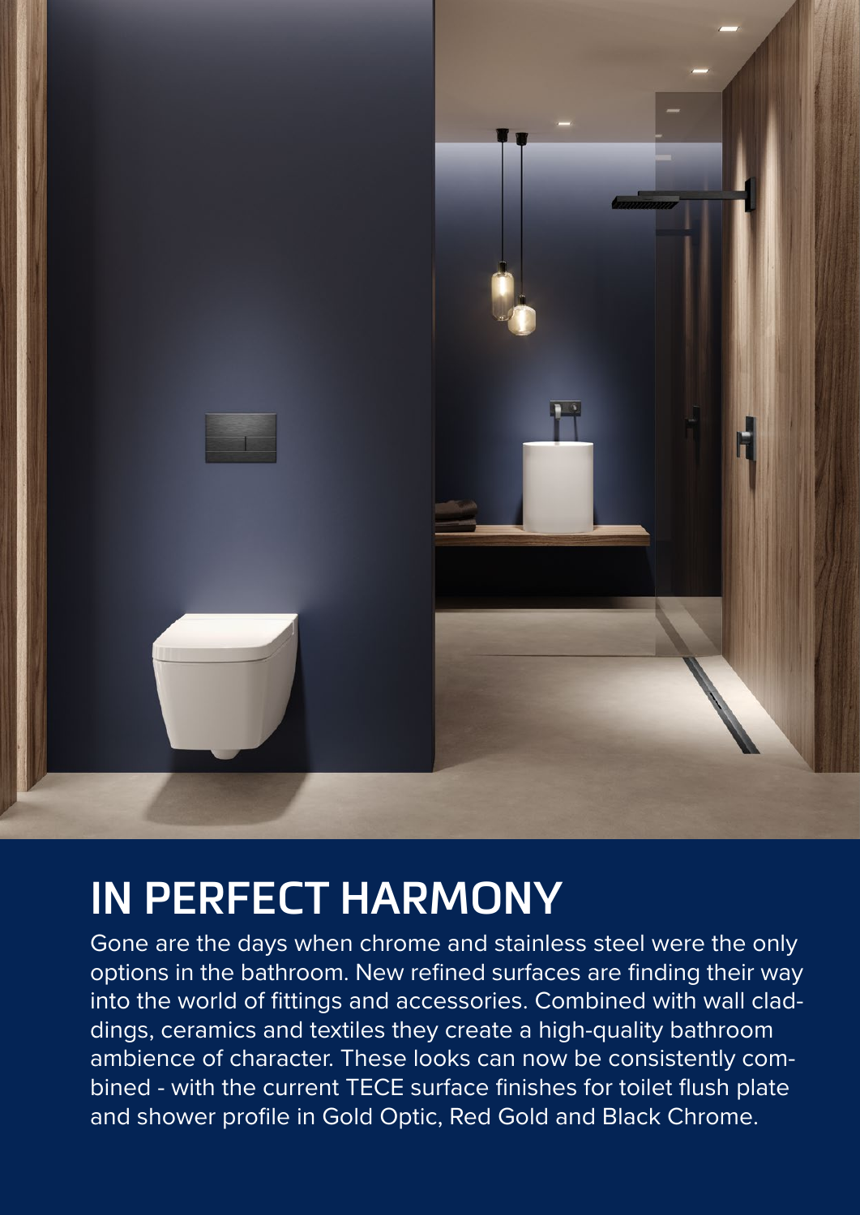# IN PERFECT HARMONY

Gone are the days when chrome and stainless steel were the only options in the bathroom. New refined surfaces are finding their way into the world of fittings and accessories. Combined with wall claddings, ceramics and textiles they create a high-quality bathroom ambience of character. These looks can now be consistently combined - with the current TECE surface finishes for toilet flush plate and shower profile in Gold Optic, Red Gold and Black Chrome.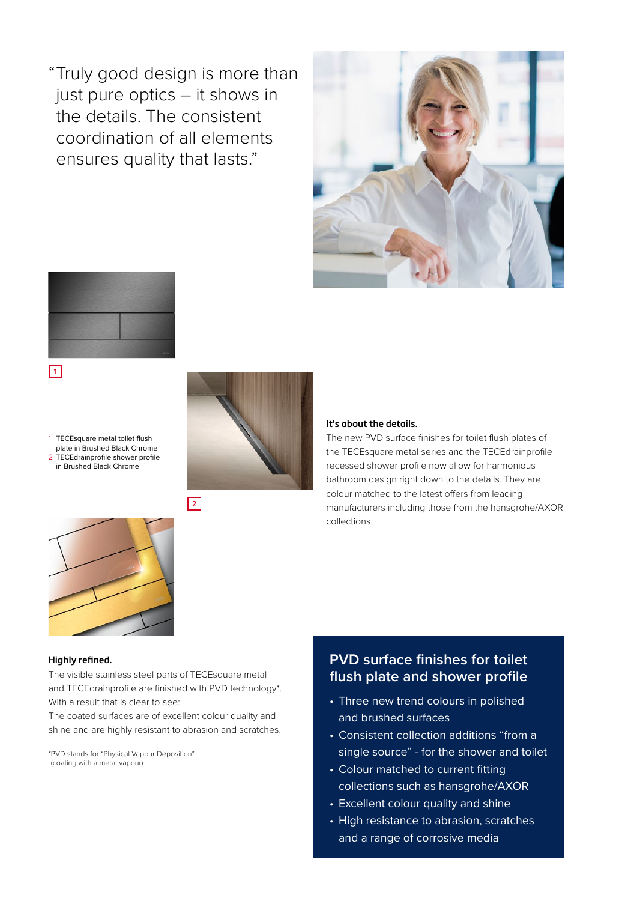"Truly good design is more than just pure optics – it shows in the details. The consistent coordination of all elements ensures quality that lasts."

1 TECEsquare metal toilet flush plate in Brushed Black Chrome
2 TECEdrainprofile shower profile in Brushed Black Chrome

**It's about the details.**
The new PVD surface finishes for toilet flush plates of the TECEsquare metal series and the TECEdrainprofile recessed shower profile now allow for harmonious bathroom design right down to the details. They are colour matched to the latest offers from leading manufacturers including those from the hansgrohe/AXOR collections.

**Highly refined.**
The visible stainless steel parts of TECEsquare metal and TECEdrainprofile are finished with PVD technology*. With a result that is clear to see:
The coated surfaces are of excellent colour quality and shine and are highly resistant to abrasion and scratches.

*PVD stands for "Physical Vapour Deposition" (coating with a metal vapour)

## PVD surface finishes for toilet flush plate and shower profile

- Three new trend colours in polished and brushed surfaces
- Consistent collection additions "from a single source" - for the shower and toilet
- Colour matched to current fitting collections such as hansgrohe/AXOR
- Excellent colour quality and shine
- High resistance to abrasion, scratches and a range of corrosive media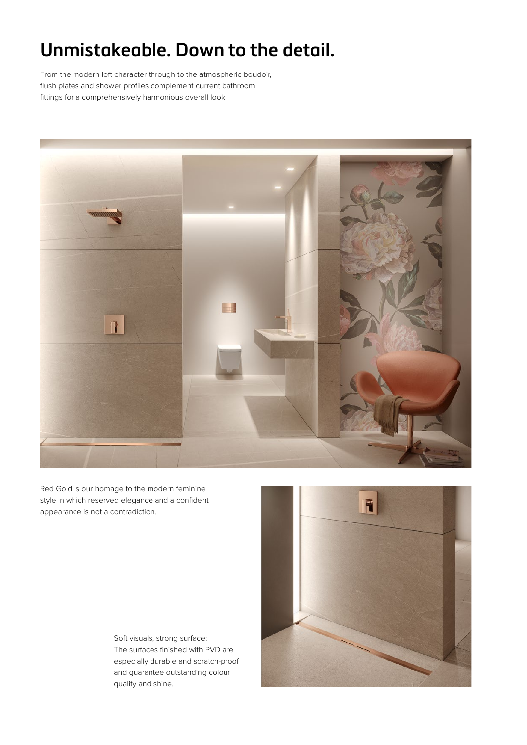# Unmistakeable. Down to the detail.

From the modern loft character through to the atmospheric boudoir, flush plates and shower profiles complement current bathroom fittings for a comprehensively harmonious overall look.

Red Gold is our homage to the modern feminine style in which reserved elegance and a confident appearance is not a contradiction.

Soft visuals, strong surface:
The surfaces finished with PVD are especially durable and scratch-proof and guarantee outstanding colour quality and shine.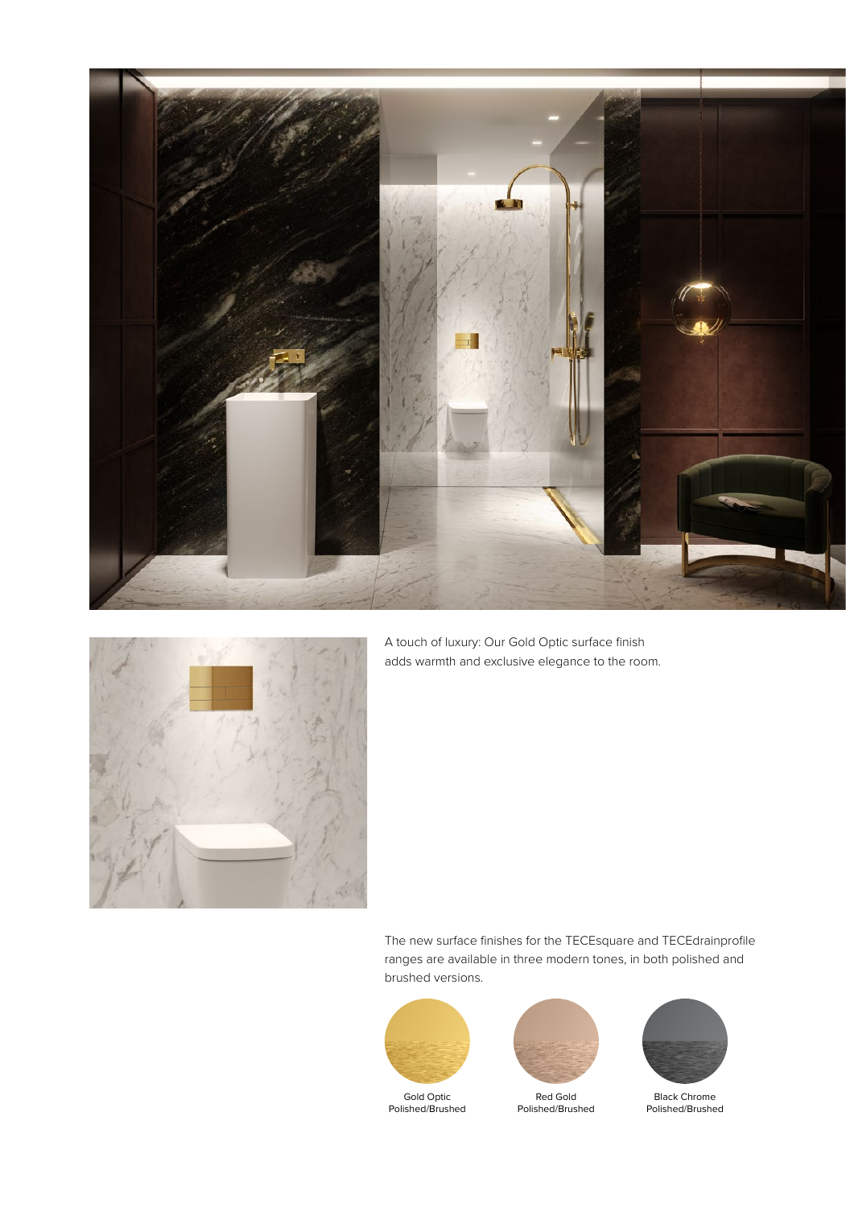A touch of luxury: Our Gold Optic surface finish adds warmth and exclusive elegance to the room.

The new surface finishes for the TECEsquare and TECEdrainprofile ranges are available in three modern tones, in both polished and brushed versions.

Gold Optic
Polished/Brushed

Red Gold
Polished/Brushed

Black Chrome
Polished/Brushed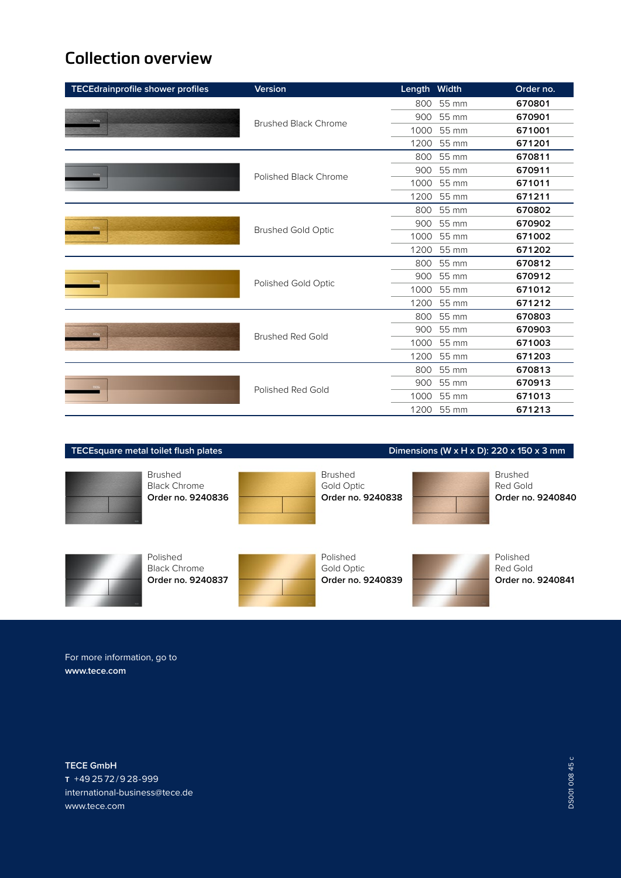# Collection overview

| TECEdrainprofile shower profiles | Version | Length | Width | Order no. |
|---|---|---|---|---|
| | Brushed Black Chrome | 800 | 55 mm | **670801** |
| | | 900 | 55 mm | **670901** |
| | | 1000 | 55 mm | **671001** |
| | | 1200 | 55 mm | **671201** |
| | Polished Black Chrome | 800 | 55 mm | **670811** |
| | | 900 | 55 mm | **670911** |
| | | 1000 | 55 mm | **671011** |
| | | 1200 | 55 mm | **671211** |
| | Brushed Gold Optic | 800 | 55 mm | **670802** |
| | | 900 | 55 mm | **670902** |
| | | 1000 | 55 mm | **671002** |
| | | 1200 | 55 mm | **671202** |
| | Polished Gold Optic | 800 | 55 mm | **670812** |
| | | 900 | 55 mm | **670912** |
| | | 1000 | 55 mm | **671012** |
| | | 1200 | 55 mm | **671212** |
| | Brushed Red Gold | 800 | 55 mm | **670803** |
| | | 900 | 55 mm | **670903** |
| | | 1000 | 55 mm | **671003** |
| | | 1200 | 55 mm | **671203** |
| | Polished Red Gold | 800 | 55 mm | **670813** |
| | | 900 | 55 mm | **670913** |
| | | 1000 | 55 mm | **671013** |
| | | 1200 | 55 mm | **671213** |

**TECEsquare metal toilet flush plates** — **Dimensions (W x H x D): 220 x 150 x 3 mm**

Brushed
Black Chrome
**Order no. 9240836**

Brushed
Gold Optic
**Order no. 9240838**

Brushed
Red Gold
**Order no. 9240840**

Polished
Black Chrome
**Order no. 9240837**

Polished
Gold Optic
**Order no. 9240839**

Polished
Red Gold
**Order no. 9240841**

For more information, go to
**www.tece.com**

**TECE GmbH**
T +49 25 72 / 9 28-999
international-business@tece.de
www.tece.com

DS001 008 45 c